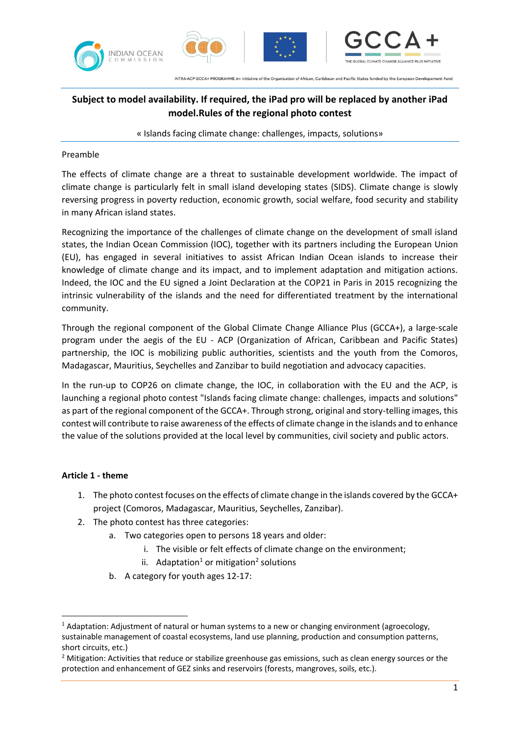INTRA-ACP GCCA+ PROGRAMME An initiative of the Organisation of African, Caribbean and Pacific States funded by the European Development Fund

**Subject to model availability. If required, the iPad pro will be replaced by another iPad model.Rules of the regional photo contest**

« Islands facing climate change: challenges, impacts, solutions»

Preamble

The effects of climate change are a threat to sustainable development worldwide. The impact of climate change is particularly felt in small island developing states (SIDS). Climate change is slowly reversing progress in poverty reduction, economic growth, social welfare, food security and stability in many African island states.

Recognizing the importance of the challenges of climate change on the development of small island states, the Indian Ocean Commission (IOC), together with its partners including the European Union (EU), has engaged in several initiatives to assist African Indian Ocean islands to increase their knowledge of climate change and its impact, and to implement adaptation and mitigation actions. Indeed, the IOC and the EU signed a Joint Declaration at the COP21 in Paris in 2015 recognizing the intrinsic vulnerability of the islands and the need for differentiated treatment by the international community.

Through the regional component of the Global Climate Change Alliance Plus (GCCA+), a large-scale program under the aegis of the EU - ACP (Organization of African, Caribbean and Pacific States) partnership, the IOC is mobilizing public authorities, scientists and the youth from the Comoros, Madagascar, Mauritius, Seychelles and Zanzibar to build negotiation and advocacy capacities.

In the run-up to COP26 on climate change, the IOC, in collaboration with the EU and the ACP, is launching a regional photo contest "Islands facing climate change: challenges, impacts and solutions" as part of the regional component of the GCCA+. Through strong, original and story-telling images, this contest will contribute to raise awareness of the effects of climate change in the islands and to enhance the value of the solutions provided at the local level by communities, civil society and public actors.

**Article 1 - theme**

1. The photo contest focuses on the effects of climate change in the islands covered by the GCCA+ project (Comoros, Madagascar, Mauritius, Seychelles, Zanzibar).
2. The photo contest has three categories:
   a. Two categories open to persons 18 years and older:
      i. The visible or felt effects of climate change on the environment;
      ii. Adaptation[1] or mitigation[2] solutions
   b. A category for youth ages 12-17:

[1] Adaptation: Adjustment of natural or human systems to a new or changing environment (agroecology, sustainable management of coastal ecosystems, land use planning, production and consumption patterns, short circuits, etc.)

[2] Mitigation: Activities that reduce or stabilize greenhouse gas emissions, such as clean energy sources or the protection and enhancement of GEZ sinks and reservoirs (forests, mangroves, soils, etc.).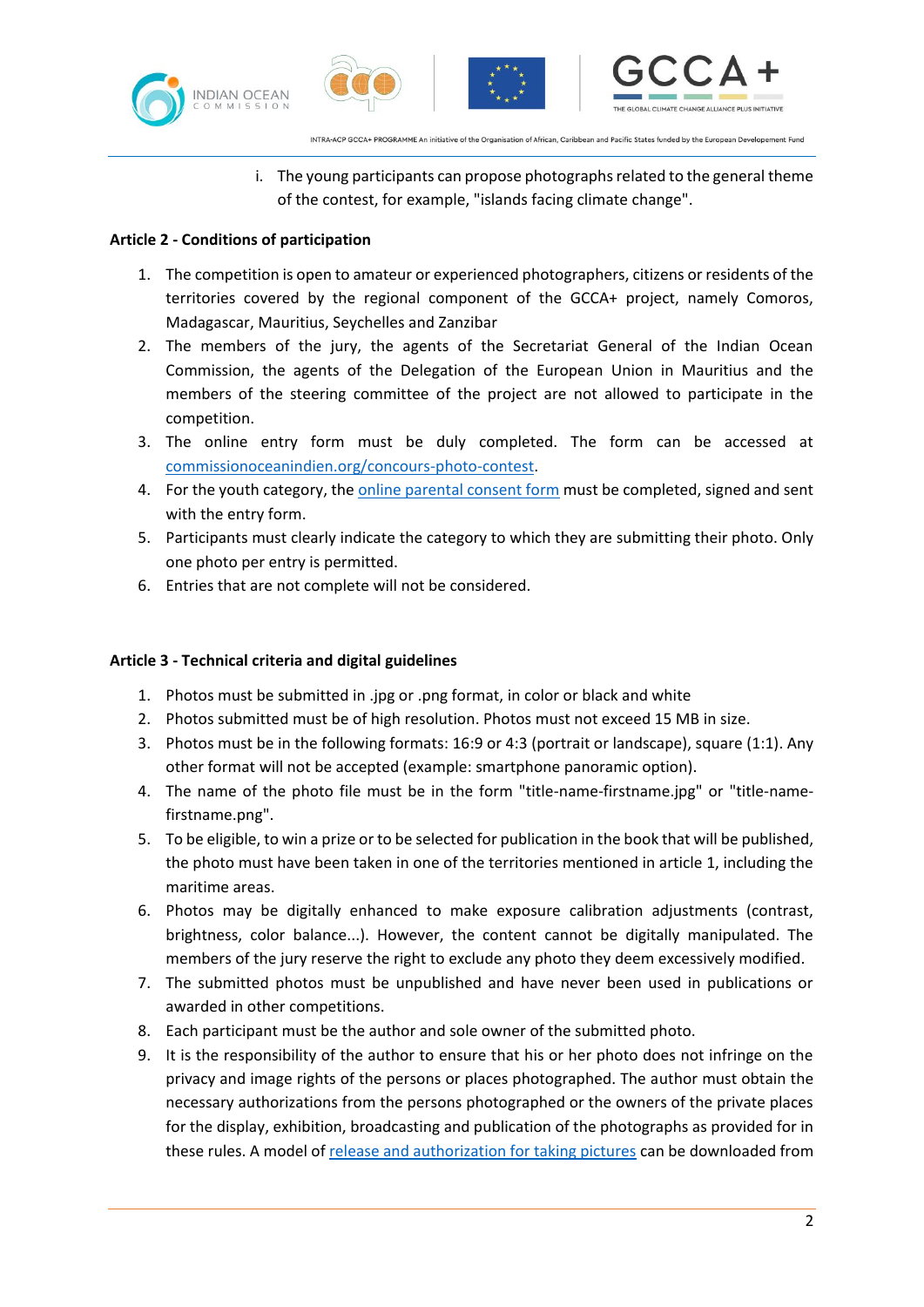i. The young participants can propose photographs related to the general theme of the contest, for example, "islands facing climate change".

**Article 2 - Conditions of participation**

1. The competition is open to amateur or experienced photographers, citizens or residents of the territories covered by the regional component of the GCCA+ project, namely Comoros, Madagascar, Mauritius, Seychelles and Zanzibar
2. The members of the jury, the agents of the Secretariat General of the Indian Ocean Commission, the agents of the Delegation of the European Union in Mauritius and the members of the steering committee of the project are not allowed to participate in the competition.
3. The online entry form must be duly completed. The form can be accessed at commissionoceanindien.org/concours-photo-contest.
4. For the youth category, the online parental consent form must be completed, signed and sent with the entry form.
5. Participants must clearly indicate the category to which they are submitting their photo. Only one photo per entry is permitted.
6. Entries that are not complete will not be considered.

**Article 3 - Technical criteria and digital guidelines**

1. Photos must be submitted in .jpg or .png format, in color or black and white
2. Photos submitted must be of high resolution. Photos must not exceed 15 MB in size.
3. Photos must be in the following formats: 16:9 or 4:3 (portrait or landscape), square (1:1). Any other format will not be accepted (example: smartphone panoramic option).
4. The name of the photo file must be in the form "title-name-firstname.jpg" or "title-name-firstname.png".
5. To be eligible, to win a prize or to be selected for publication in the book that will be published, the photo must have been taken in one of the territories mentioned in article 1, including the maritime areas.
6. Photos may be digitally enhanced to make exposure calibration adjustments (contrast, brightness, color balance...). However, the content cannot be digitally manipulated. The members of the jury reserve the right to exclude any photo they deem excessively modified.
7. The submitted photos must be unpublished and have never been used in publications or awarded in other competitions.
8. Each participant must be the author and sole owner of the submitted photo.
9. It is the responsibility of the author to ensure that his or her photo does not infringe on the privacy and image rights of the persons or places photographed. The author must obtain the necessary authorizations from the persons photographed or the owners of the private places for the display, exhibition, broadcasting and publication of the photographs as provided for in these rules. A model of release and authorization for taking pictures can be downloaded from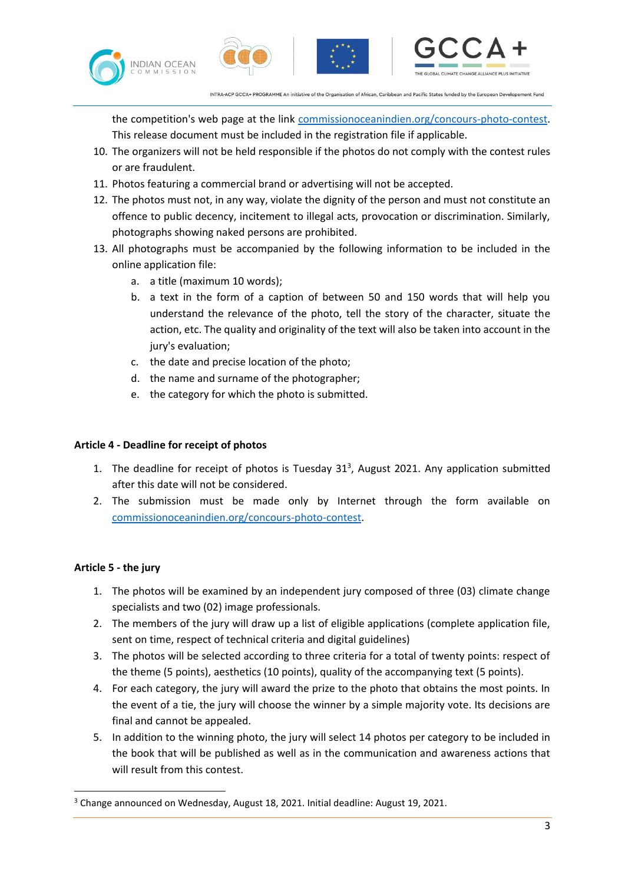the competition's web page at the link [commissionoceanindien.org/concours-photo-contest](commissionoceanindien.org/concours-photo-contest). This release document must be included in the registration file if applicable.

10. The organizers will not be held responsible if the photos do not comply with the contest rules or are fraudulent.
11. Photos featuring a commercial brand or advertising will not be accepted.
12. The photos must not, in any way, violate the dignity of the person and must not constitute an offence to public decency, incitement to illegal acts, provocation or discrimination. Similarly, photographs showing naked persons are prohibited.
13. All photographs must be accompanied by the following information to be included in the online application file:
    a. a title (maximum 10 words);
    b. a text in the form of a caption of between 50 and 150 words that will help you understand the relevance of the photo, tell the story of the character, situate the action, etc. The quality and originality of the text will also be taken into account in the jury's evaluation;
    c. the date and precise location of the photo;
    d. the name and surname of the photographer;
    e. the category for which the photo is submitted.

**Article 4 - Deadline for receipt of photos**

1. The deadline for receipt of photos is Tuesday 31[3], August 2021. Any application submitted after this date will not be considered.
2. The submission must be made only by Internet through the form available on [commissionoceanindien.org/concours-photo-contest](commissionoceanindien.org/concours-photo-contest).

**Article 5 - the jury**

1. The photos will be examined by an independent jury composed of three (03) climate change specialists and two (02) image professionals.
2. The members of the jury will draw up a list of eligible applications (complete application file, sent on time, respect of technical criteria and digital guidelines)
3. The photos will be selected according to three criteria for a total of twenty points: respect of the theme (5 points), aesthetics (10 points), quality of the accompanying text (5 points).
4. For each category, the jury will award the prize to the photo that obtains the most points. In the event of a tie, the jury will choose the winner by a simple majority vote. Its decisions are final and cannot be appealed.
5. In addition to the winning photo, the jury will select 14 photos per category to be included in the book that will be published as well as in the communication and awareness actions that will result from this contest.

[3] Change announced on Wednesday, August 18, 2021. Initial deadline: August 19, 2021.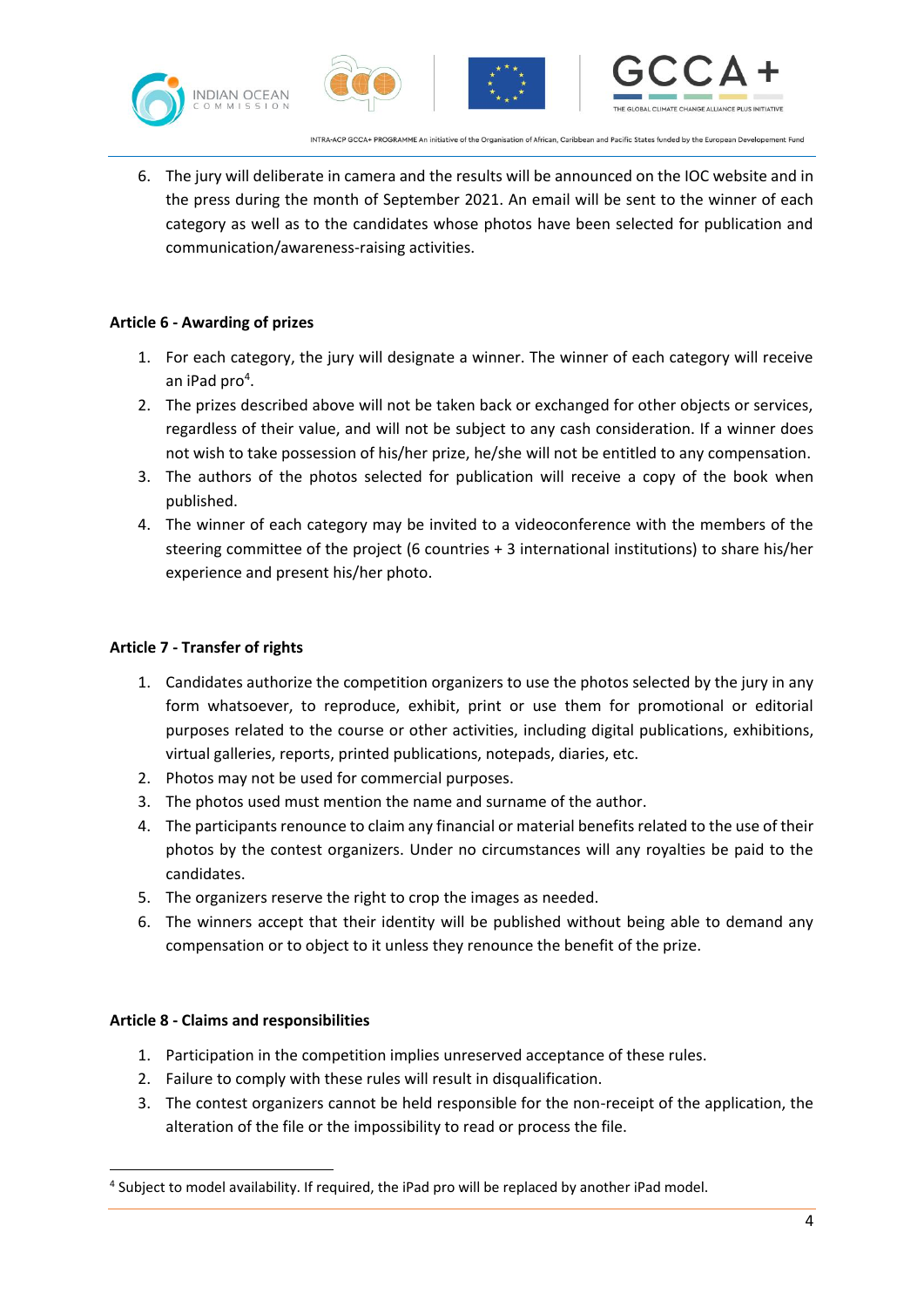6. The jury will deliberate in camera and the results will be announced on the IOC website and in the press during the month of September 2021. An email will be sent to the winner of each category as well as to the candidates whose photos have been selected for publication and communication/awareness-raising activities.

### Article 6 - Awarding of prizes

1. For each category, the jury will designate a winner. The winner of each category will receive an iPad pro[4].
2. The prizes described above will not be taken back or exchanged for other objects or services, regardless of their value, and will not be subject to any cash consideration. If a winner does not wish to take possession of his/her prize, he/she will not be entitled to any compensation.
3. The authors of the photos selected for publication will receive a copy of the book when published.
4. The winner of each category may be invited to a videoconference with the members of the steering committee of the project (6 countries + 3 international institutions) to share his/her experience and present his/her photo.

### Article 7 - Transfer of rights

1. Candidates authorize the competition organizers to use the photos selected by the jury in any form whatsoever, to reproduce, exhibit, print or use them for promotional or editorial purposes related to the course or other activities, including digital publications, exhibitions, virtual galleries, reports, printed publications, notepads, diaries, etc.
2. Photos may not be used for commercial purposes.
3. The photos used must mention the name and surname of the author.
4. The participants renounce to claim any financial or material benefits related to the use of their photos by the contest organizers. Under no circumstances will any royalties be paid to the candidates.
5. The organizers reserve the right to crop the images as needed.
6. The winners accept that their identity will be published without being able to demand any compensation or to object to it unless they renounce the benefit of the prize.

### Article 8 - Claims and responsibilities

1. Participation in the competition implies unreserved acceptance of these rules.
2. Failure to comply with these rules will result in disqualification.
3. The contest organizers cannot be held responsible for the non-receipt of the application, the alteration of the file or the impossibility to read or process the file.

[4] Subject to model availability. If required, the iPad pro will be replaced by another iPad model.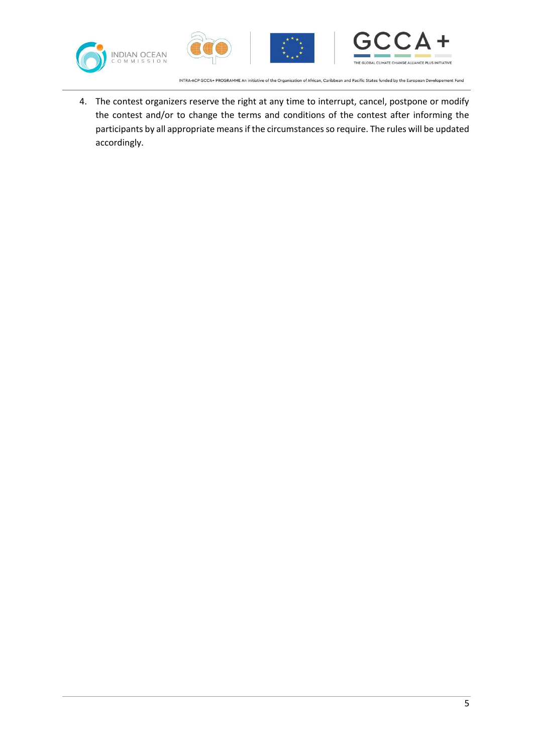4. The contest organizers reserve the right at any time to interrupt, cancel, postpone or modify the contest and/or to change the terms and conditions of the contest after informing the participants by all appropriate means if the circumstances so require. The rules will be updated accordingly.